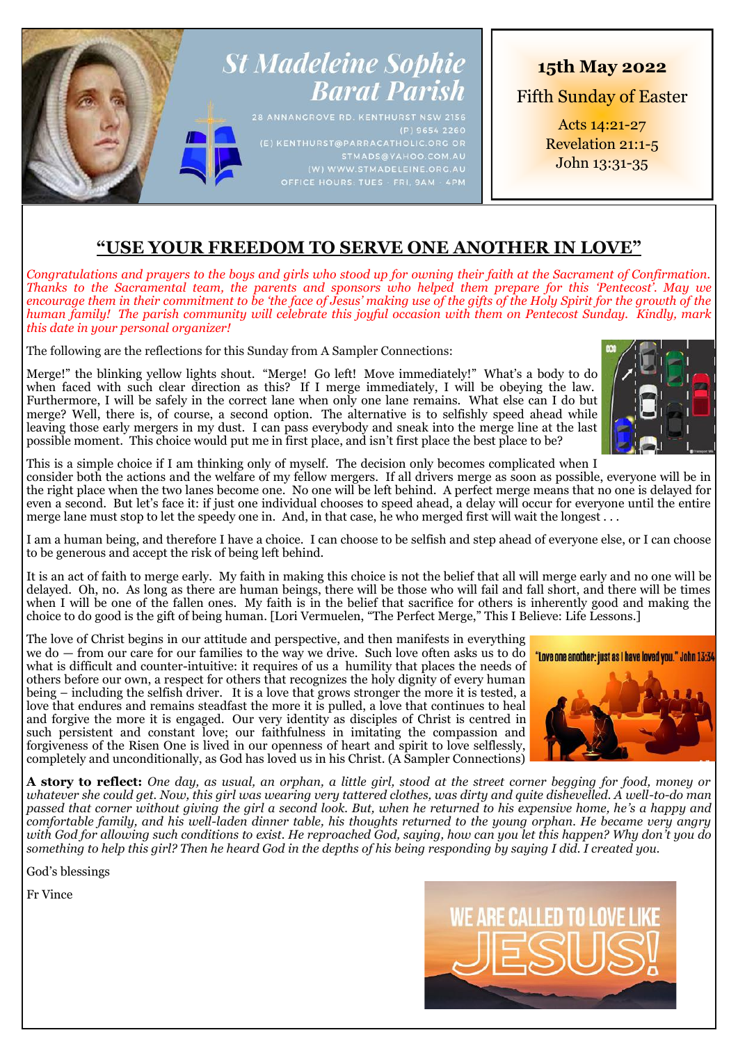# St Madeleine Sophie Barat Parish

28 ANNANGROVE RD. KENTHURST NSW 2156
(P) 9654 2260
(E) KENTHURST@PARRACATHOLIC.ORG OR STMADS@YAHOO.COM.AU
(W) WWW.STMADELEINE.ORG.AU
OFFICE HOURS: TUES - FRI, 9AM - 4PM

**15th May 2022**

Fifth Sunday of Easter

Acts 14:21-27
Revelation 21:1-5
John 13:31-35

## "USE YOUR FREEDOM TO SERVE ONE ANOTHER IN LOVE"

*Congratulations and prayers to the boys and girls who stood up for owning their faith at the Sacrament of Confirmation. Thanks to the Sacramental team, the parents and sponsors who helped them prepare for this 'Pentecost'. May we encourage them in their commitment to be 'the face of Jesus' making use of the gifts of the Holy Spirit for the growth of the human family! The parish community will celebrate this joyful occasion with them on Pentecost Sunday. Kindly, mark this date in your personal organizer!*

The following are the reflections for this Sunday from A Sampler Connections:

Merge!" the blinking yellow lights shout. "Merge! Go left! Move immediately!" What's a body to do when faced with such clear direction as this? If I merge immediately, I will be obeying the law. Furthermore, I will be safely in the correct lane when only one lane remains. What else can I do but merge? Well, there is, of course, a second option. The alternative is to selfishly speed ahead while leaving those early mergers in my dust. I can pass everybody and sneak into the merge line at the last possible moment. This choice would put me in first place, and isn't first place the best place to be?

This is a simple choice if I am thinking only of myself. The decision only becomes complicated when I consider both the actions and the welfare of my fellow mergers. If all drivers merge as soon as possible, everyone will be in the right place when the two lanes become one. No one will be left behind. A perfect merge means that no one is delayed for even a second. But let's face it: if just one individual chooses to speed ahead, a delay will occur for everyone until the entire merge lane must stop to let the speedy one in. And, in that case, he who merged first will wait the longest . . .

I am a human being, and therefore I have a choice. I can choose to be selfish and step ahead of everyone else, or I can choose to be generous and accept the risk of being left behind.

It is an act of faith to merge early. My faith in making this choice is not the belief that all will merge early and no one will be delayed. Oh, no. As long as there are human beings, there will be those who will fail and fall short, and there will be times when I will be one of the fallen ones. My faith is in the belief that sacrifice for others is inherently good and making the choice to do good is the gift of being human. [Lori Vermuelen, "The Perfect Merge," This I Believe: Life Lessons.]

The love of Christ begins in our attitude and perspective, and then manifests in everything we do — from our care for our families to the way we drive. Such love often asks us to do what is difficult and counter-intuitive: it requires of us a humility that places the needs of others before our own, a respect for others that recognizes the holy dignity of every human being – including the selfish driver. It is a love that grows stronger the more it is tested, a love that endures and remains steadfast the more it is pulled, a love that continues to heal and forgive the more it is engaged. Our very identity as disciples of Christ is centred in such persistent and constant love; our faithfulness in imitating the compassion and forgiveness of the Risen One is lived in our openness of heart and spirit to love selflessly, completely and unconditionally, as God has loved us in his Christ. (A Sampler Connections)

"Love one another: just as I have loved you." John 13:34

**A story to reflect:** *One day, as usual, an orphan, a little girl, stood at the street corner begging for food, money or whatever she could get. Now, this girl was wearing very tattered clothes, was dirty and quite dishevelled. A well-to-do man passed that corner without giving the girl a second look. But, when he returned to his expensive home, he's a happy and comfortable family, and his well-laden dinner table, his thoughts returned to the young orphan. He became very angry with God for allowing such conditions to exist. He reproached God, saying, how can you let this happen? Why don't you do something to help this girl? Then he heard God in the depths of his being responding by saying I did. I created you.*

God's blessings

Fr Vince

WE ARE CALLED TO LOVE LIKE JESUS!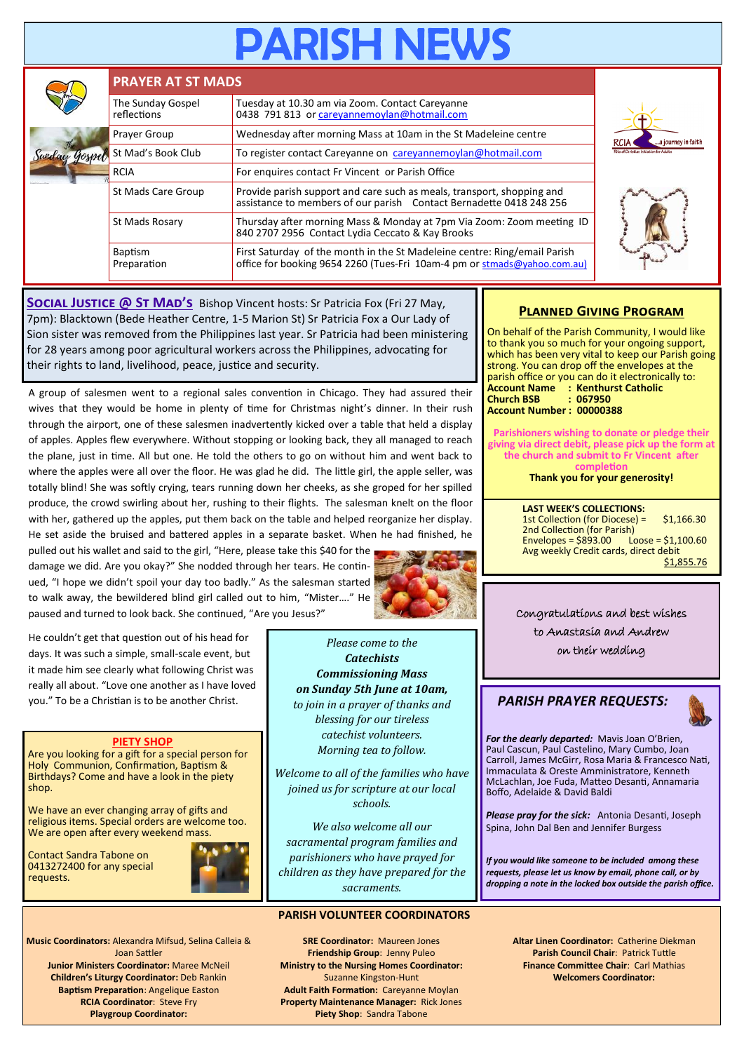# PARISH NEWS

## PRAYER AT ST MADS

| | |
|---|---|
| The Sunday Gospel reflections | Tuesday at 10.30 am via Zoom. Contact Careyanne 0438 791 813 or careyannemoylan@hotmail.com |
| Prayer Group | Wednesday after morning Mass at 10am in the St Madeleine centre |
| St Mad's Book Club | To register contact Careyanne on careyannemoylan@hotmail.com |
| RCIA | For enquires contact Fr Vincent or Parish Office |
| St Mads Care Group | Provide parish support and care such as meals, transport, shopping and assistance to members of our parish Contact Bernadette 0418 248 256 |
| St Mads Rosary | Thursday after morning Mass & Monday at 7pm Via Zoom: Zoom meeting ID 840 2707 2956 Contact Lydia Ceccato & Kay Brooks |
| Baptism Preparation | First Saturday of the month in the St Madeleine centre: Ring/email Parish office for booking 9654 2260 (Tues-Fri 10am-4 pm or stmads@yahoo.com.au) |

**SOCIAL JUSTICE @ ST MAD'S** Bishop Vincent hosts: Sr Patricia Fox (Fri 27 May, 7pm): Blacktown (Bede Heather Centre, 1-5 Marion St) Sr Patricia Fox a Our Lady of Sion sister was removed from the Philippines last year. Sr Patricia had been ministering for 28 years among poor agricultural workers across the Philippines, advocating for their rights to land, livelihood, peace, justice and security.

A group of salesmen went to a regional sales convention in Chicago. They had assured their wives that they would be home in plenty of time for Christmas night's dinner. In their rush through the airport, one of these salesmen inadvertently kicked over a table that held a display of apples. Apples flew everywhere. Without stopping or looking back, they all managed to reach the plane, just in time. All but one. He told the others to go on without him and went back to where the apples were all over the floor. He was glad he did. The little girl, the apple seller, was totally blind! She was softly crying, tears running down her cheeks, as she groped for her spilled produce, the crowd swirling about her, rushing to their flights. The salesman knelt on the floor with her, gathered up the apples, put them back on the table and helped reorganize her display. He set aside the bruised and battered apples in a separate basket. When he had finished, he pulled out his wallet and said to the girl, "Here, please take this $40 for the damage we did. Are you okay?" She nodded through her tears. He continued, "I hope we didn't spoil your day too badly." As the salesman started to walk away, the bewildered blind girl called out to him, "Mister…." He paused and turned to look back. She continued, "Are you Jesus?"

He couldn't get that question out of his head for days. It was such a simple, small-scale event, but it made him see clearly what following Christ was really all about. "Love one another as I have loved you." To be a Christian is to be another Christ.

### PIETY SHOP

Are you looking for a gift for a special person for Holy Communion, Confirmation, Baptism & Birthdays? Come and have a look in the piety shop.

We have an ever changing array of gifts and religious items. Special orders are welcome too. We are open after every weekend mass.

Contact Sandra Tabone on 0413272400 for any special requests.

*Please come to the* ***Catechists Commissioning Mass on Sunday 5th June at 10am,*** *to join in a prayer of thanks and blessing for our tireless catechist volunteers. Morning tea to follow.*

*Welcome to all of the families who have joined us for scripture at our local schools.*

*We also welcome all our sacramental program families and parishioners who have prayed for children as they have prepared for the sacraments.*

### PLANNED GIVING PROGRAM

On behalf of the Parish Community, I would like to thank you so much for your ongoing support, which has been very vital to keep our Parish going strong. You can drop off the envelopes at the parish office or you can do it electronically to:
**Account Name : Kenthurst Catholic**
**Church BSB : 067950**
**Account Number : 00000388**

**Parishioners wishing to donate or pledge their giving via direct debit, please pick up the form at the church and submit to Fr Vincent after completion**

**Thank you for your generosity!**

**LAST WEEK'S COLLECTIONS:**
1st Collection (for Diocese) = $1,166.30
2nd Collection (for Parish)
Envelopes = $893.00 Loose = $1,100.60
Avg weekly Credit cards, direct debit $1,855.76

Congratulations and best wishes to Anastasia and Andrew on their wedding

### PARISH PRAYER REQUESTS:

***For the dearly departed:*** Mavis Joan O'Brien, Paul Cascun, Paul Castelino, Mary Cumbo, Joan Carroll, James McGirr, Rosa Maria & Francesco Nati, Immaculata & Oreste Amministratore, Kenneth McLachlan, Joe Fuda, Matteo Desanti, Annamaria Boffo, Adelaide & David Baldi

***Please pray for the sick:*** Antonia Desanti, Joseph Spina, John Dal Ben and Jennifer Burgess

***If you would like someone to be included among these requests, please let us know by email, phone call, or by dropping a note in the locked box outside the parish office.***

### PARISH VOLUNTEER COORDINATORS

**Music Coordinators:** Alexandra Mifsud, Selina Calleia & Joan Sattler
**Junior Ministers Coordinator:** Maree McNeil
**Children's Liturgy Coordinator:** Deb Rankin
**Baptism Preparation**: Angelique Easton
**RCIA Coordinator**: Steve Fry
**Playgroup Coordinator:**

**SRE Coordinator:** Maureen Jones
**Friendship Group**: Jenny Puleo
**Ministry to the Nursing Homes Coordinator:** Suzanne Kingston-Hunt
**Adult Faith Formation:** Careyanne Moylan
**Property Maintenance Manager:** Rick Jones
**Piety Shop**: Sandra Tabone

**Altar Linen Coordinator:** Catherine Diekman
**Parish Council Chair**: Patrick Tuttle
**Finance Committee Chair**: Carl Mathias
**Welcomers Coordinator:**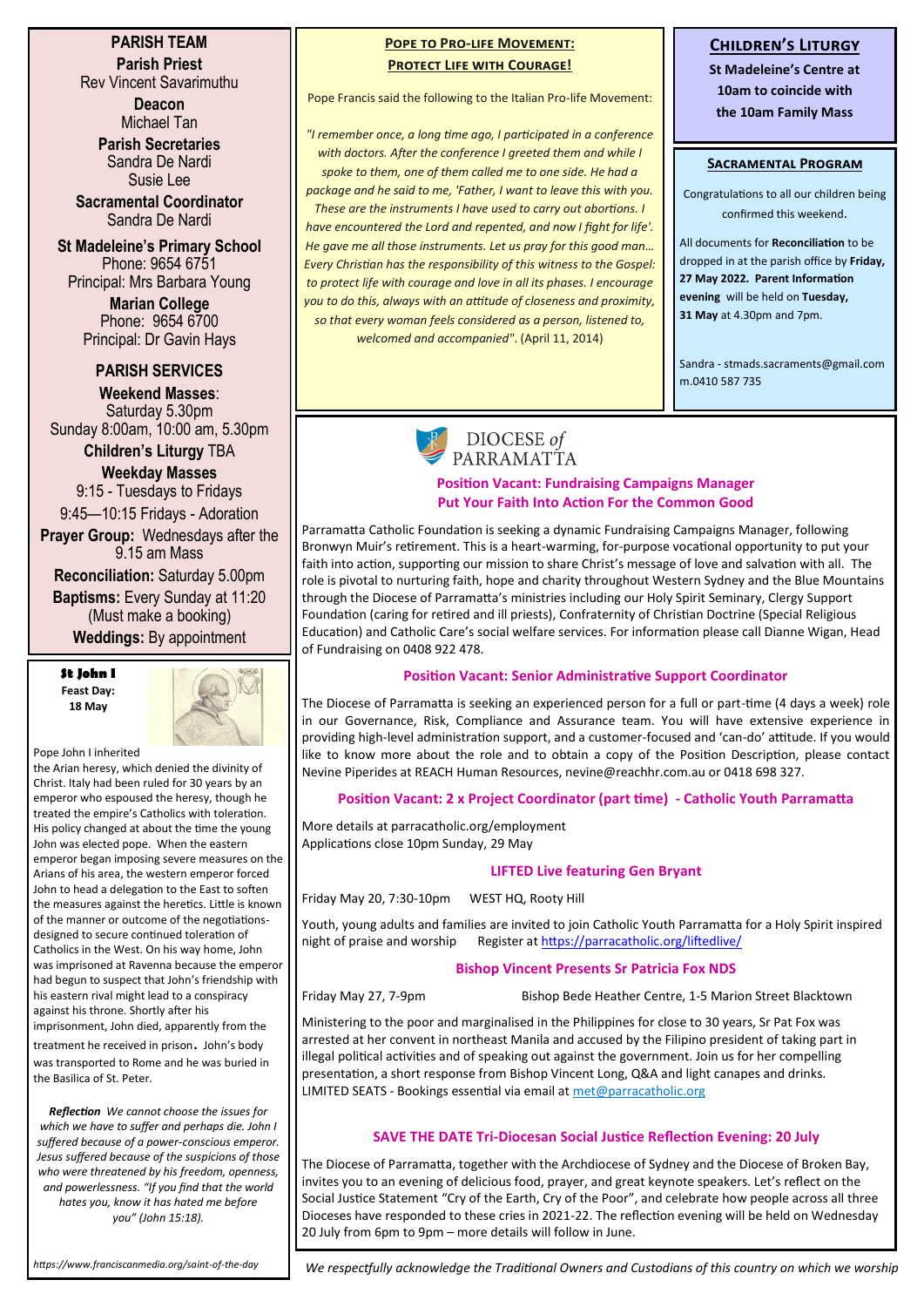## PARISH TEAM

**Parish Priest**
Rev Vincent Savarimuthu

**Deacon**
Michael Tan

**Parish Secretaries**
Sandra De Nardi
Susie Lee

**Sacramental Coordinator**
Sandra De Nardi

**St Madeleine's Primary School**
Phone: 9654 6751
Principal: Mrs Barbara Young

**Marian College**
Phone: 9654 6700
Principal: Dr Gavin Hays

## PARISH SERVICES

**Weekend Masses**:
Saturday 5.30pm
Sunday 8:00am, 10:00 am, 5.30pm

**Children's Liturgy** TBA

**Weekday Masses**
9:15 - Tuesdays to Fridays
9:45—10:15 Fridays - Adoration

**Prayer Group:** Wednesdays after the 9.15 am Mass

**Reconciliation:** Saturday 5.00pm

**Baptisms:** Every Sunday at 11:20 (Must make a booking)

**Weddings:** By appointment

### St John I

**Feast Day: 18 May**

Pope John I inherited the Arian heresy, which denied the divinity of Christ. Italy had been ruled for 30 years by an emperor who espoused the heresy, though he treated the empire's Catholics with toleration. His policy changed at about the time the young John was elected pope. When the eastern emperor began imposing severe measures on the Arians of his area, the western emperor forced John to head a delegation to the East to soften the measures against the heretics. Little is known of the manner or outcome of the negotiations-designed to secure continued toleration of Catholics in the West. On his way home, John was imprisoned at Ravenna because the emperor had begun to suspect that John's friendship with his eastern rival might lead to a conspiracy against his throne. Shortly after his imprisonment, John died, apparently from the treatment he received in prison. John's body was transported to Rome and he was buried in the Basilica of St. Peter.

***Reflection*** *We cannot choose the issues for which we have to suffer and perhaps die. John I suffered because of a power-conscious emperor. Jesus suffered because of the suspicions of those who were threatened by his freedom, openness, and powerlessness. "If you find that the world hates you, know it has hated me before you" (John 15:18).*

*https://www.franciscanmedia.org/saint-of-the-day*

## Pope to Pro-life Movement: Protect Life with Courage!

Pope Francis said the following to the Italian Pro-life Movement:

*"I remember once, a long time ago, I participated in a conference with doctors. After the conference I greeted them and while I spoke to them, one of them called me to one side. He had a package and he said to me, 'Father, I want to leave this with you. These are the instruments I have used to carry out abortions. I have encountered the Lord and repented, and now I fight for life'. He gave me all those instruments. Let us pray for this good man… Every Christian has the responsibility of this witness to the Gospel: to protect life with courage and love in all its phases. I encourage you to do this, always with an attitude of closeness and proximity, so that every woman feels considered as a person, listened to, welcomed and accompanied".* (April 11, 2014)

## Children's Liturgy

**St Madeleine's Centre at 10am to coincide with the 10am Family Mass**

## Sacramental Program

Congratulations to all our children being confirmed this weekend.

All documents for **Reconciliation** to be dropped in at the parish office by **Friday, 27 May 2022. Parent Information evening** will be held on **Tuesday, 31 May** at 4.30pm and 7pm.

Sandra - stmads.sacraments@gmail.com
m.0410 587 735

DIOCESE *of* PARRAMATTA

### Position Vacant: Fundraising Campaigns Manager
### Put Your Faith Into Action For the Common Good

Parramatta Catholic Foundation is seeking a dynamic Fundraising Campaigns Manager, following Bronwyn Muir's retirement. This is a heart-warming, for-purpose vocational opportunity to put your faith into action, supporting our mission to share Christ's message of love and salvation with all. The role is pivotal to nurturing faith, hope and charity throughout Western Sydney and the Blue Mountains through the Diocese of Parramatta's ministries including our Holy Spirit Seminary, Clergy Support Foundation (caring for retired and ill priests), Confraternity of Christian Doctrine (Special Religious Education) and Catholic Care's social welfare services. For information please call Dianne Wigan, Head of Fundraising on 0408 922 478.

### Position Vacant: Senior Administrative Support Coordinator

The Diocese of Parramatta is seeking an experienced person for a full or part-time (4 days a week) role in our Governance, Risk, Compliance and Assurance team. You will have extensive experience in providing high-level administration support, and a customer-focused and 'can-do' attitude. If you would like to know more about the role and to obtain a copy of the Position Description, please contact Nevine Piperides at REACH Human Resources, nevine@reachhr.com.au or 0418 698 327.

### Position Vacant: 2 x Project Coordinator (part time) - Catholic Youth Parramatta

More details at parracatholic.org/employment
Applications close 10pm Sunday, 29 May

### LIFTED Live featuring Gen Bryant

Friday May 20, 7:30-10pm WEST HQ, Rooty Hill

Youth, young adults and families are invited to join Catholic Youth Parramatta for a Holy Spirit inspired night of praise and worship Register at https://parracatholic.org/liftedlive/

### Bishop Vincent Presents Sr Patricia Fox NDS

Friday May 27, 7-9pm Bishop Bede Heather Centre, 1-5 Marion Street Blacktown

Ministering to the poor and marginalised in the Philippines for close to 30 years, Sr Pat Fox was arrested at her convent in northeast Manila and accused by the Filipino president of taking part in illegal political activities and of speaking out against the government. Join us for her compelling presentation, a short response from Bishop Vincent Long, Q&A and light canapes and drinks. LIMITED SEATS - Bookings essential via email at met@parracatholic.org

### SAVE THE DATE Tri-Diocesan Social Justice Reflection Evening: 20 July

The Diocese of Parramatta, together with the Archdiocese of Sydney and the Diocese of Broken Bay, invites you to an evening of delicious food, prayer, and great keynote speakers. Let's reflect on the Social Justice Statement "Cry of the Earth, Cry of the Poor", and celebrate how people across all three Dioceses have responded to these cries in 2021-22. The reflection evening will be held on Wednesday 20 July from 6pm to 9pm – more details will follow in June.

*We respectfully acknowledge the Traditional Owners and Custodians of this country on which we worship*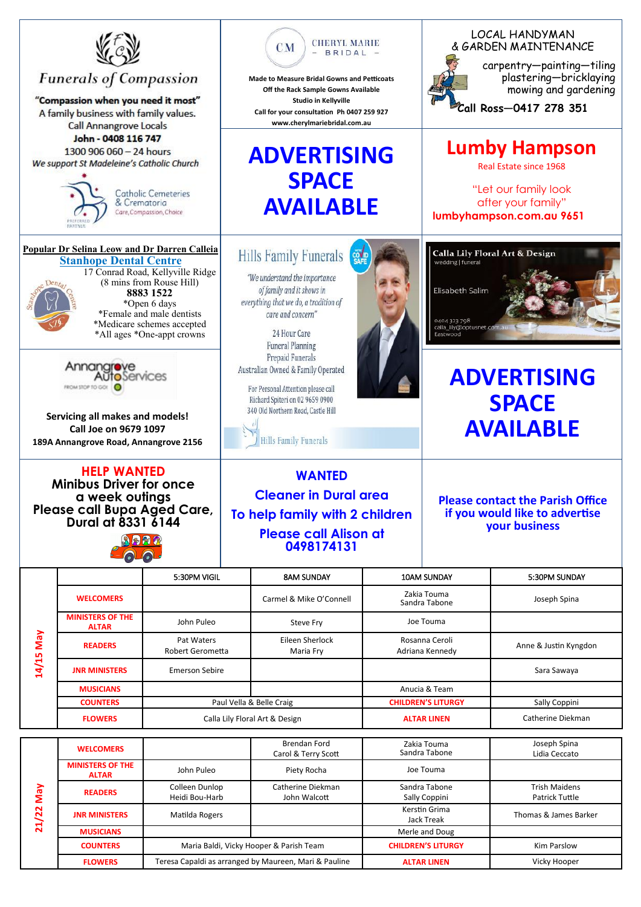**Funerals of Compassion**

**"Compassion when you need it most"**

A family business with family values.

Call Annangrove Locals

**John - 0408 116 747**

1300 906 060 – 24 hours

*We support St Madeleine's Catholic Church*

Catholic Cemeteries & Crematoria
Care, Compassion, Choice
PREFERRED PARTNER

CHERYL MARIE BRIDAL

**Made to Measure Bridal Gowns and Petticoats**
**Off the Rack Sample Gowns Available**
**Studio in Kellyville**
**Call for your consultation Ph 0407 259 927**
**www.cherylmariebridal.com.au**

LOCAL HANDYMAN & GARDEN MAINTENANCE

carpentry—painting—tiling
plastering—bricklaying
mowing and gardening

**Call Ross—0417 278 351**

# ADVERTISING SPACE AVAILABLE

# Lumby Hampson

Real Estate since 1968

"Let our family look after your family"

**lumbyhampson.com.au 9651**

**Popular Dr Selina Leow and Dr Darren Calleia**

**Stanhope Dental Centre**

17 Conrad Road, Kellyville Ridge
(8 mins from Rouse Hill)
**8883 1522**
*Open 6 days
*Female and male dentists
*Medicare schemes accepted
*All ages *One-appt crowns

Hills Family Funerals

COVID SAFE

*"We understand the importance of family and it shows in everything that we do, a tradition of care and concern"*

24 Hour Care
Funeral Planning
Prepaid Funerals
Australian Owned & Family Operated

For Personal Attention please call Richard Spiteri on 02 9659 0900
340 Old Northern Road, Castle Hill

Hills Family Funerals

Calla Lily Floral Art & Design
wedding | funeral

Elisabeth Salim

0404 323 798
calla_lily@optusnet.com.au
Eastwood

Annangrove AutoServices
FROM STOP TO GO!

**Servicing all makes and models!**
**Call Joe on 9679 1097**
**189A Annangrove Road, Annangrove 2156**

# ADVERTISING SPACE AVAILABLE

**HELP WANTED**
**Minibus Driver for once a week outings**
**Please call Bupa Aged Care, Dural at 8331 6144**

**WANTED**
**Cleaner in Dural area**
**To help family with 2 children**
**Please call Alison at 0498174131**

**Please contact the Parish Office if you would like to advertise your business**

| 14/15 May | | 5:30PM VIGIL | 8AM SUNDAY | 10AM SUNDAY | 5:30PM SUNDAY |
|---|---|---|---|---|---|
| | **WELCOMERS** | | Carmel & Mike O'Connell | Zakia Touma<br>Sandra Tabone | Joseph Spina |
| | **MINISTERS OF THE ALTAR** | John Puleo | Steve Fry | Joe Touma | |
| | **READERS** | Pat Waters<br>Robert Gerometta | Eileen Sherlock<br>Maria Fry | Rosanna Ceroli<br>Adriana Kennedy | Anne & Justin Kyngdon |
| | **JNR MINISTERS** | Emerson Sebire | | | Sara Sawaya |
| | **MUSICIANS** | | | Anucia & Team | |
| | **COUNTERS** | Paul Vella & Belle Craig | | **CHILDREN'S LITURGY** | Sally Coppini |
| | **FLOWERS** | Calla Lily Floral Art & Design | | **ALTAR LINEN** | Catherine Diekman |

| 21/22 May | | | | | |
|---|---|---|---|---|---|
| | **WELCOMERS** | | Brendan Ford<br>Carol & Terry Scott | Zakia Touma<br>Sandra Tabone | Joseph Spina<br>Lidia Ceccato |
| | **MINISTERS OF THE ALTAR** | John Puleo | Piety Rocha | Joe Touma | |
| | **READERS** | Colleen Dunlop<br>Heidi Bou-Harb | Catherine Diekman<br>John Walcott | Sandra Tabone<br>Sally Coppini | Trish Maidens<br>Patrick Tuttle |
| | **JNR MINISTERS** | Matilda Rogers | | Kerstin Grima<br>Jack Treak | Thomas & James Barker |
| | **MUSICIANS** | | | Merle and Doug | |
| | **COUNTERS** | Maria Baldi, Vicky Hooper & Parish Team | | **CHILDREN'S LITURGY** | Kim Parslow |
| | **FLOWERS** | Teresa Capaldi as arranged by Maureen, Mari & Pauline | | **ALTAR LINEN** | Vicky Hooper |